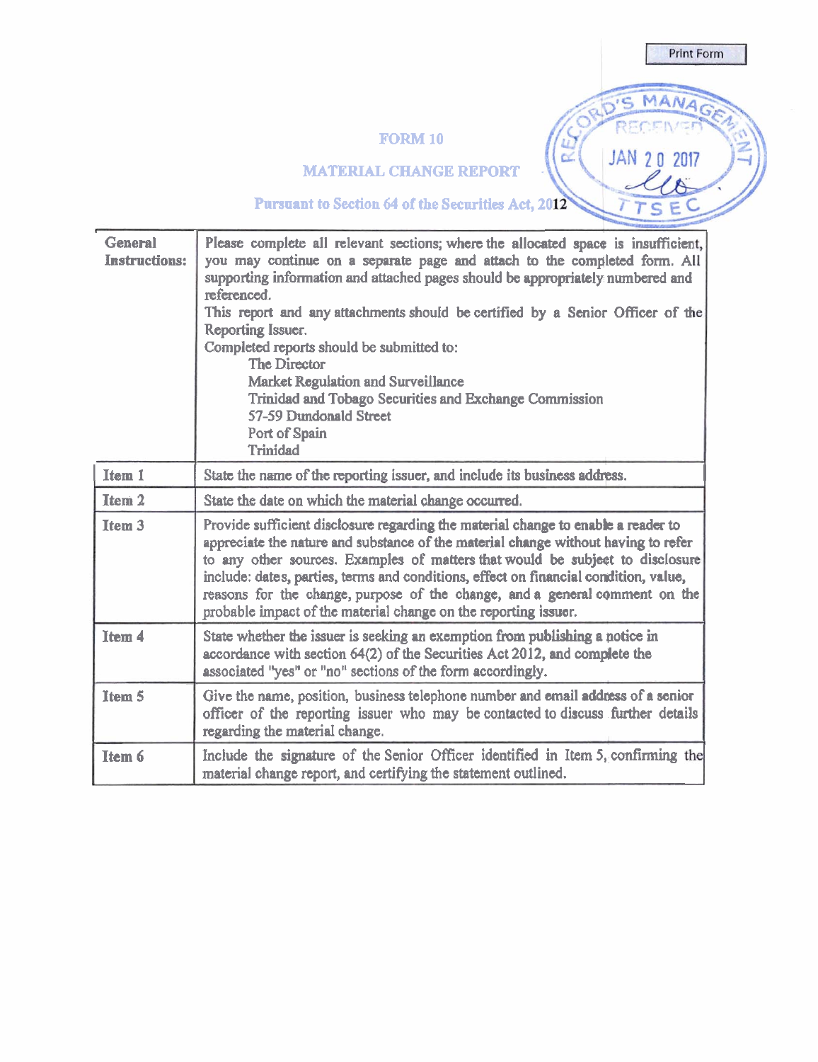# FORM 10

## MATERIAL CHANGE REPORT

### Pursuant to Section 64 of the Securities Act, 2012

RECORD'S MANAGEMENT RECEIVED JAN 20 2017 TTSEC

| | |
|---|---|
| **General Instructions:** | Please complete all relevant sections; where the allocated space is insufficient, you may continue on a separate page and attach to the completed form. All supporting information and attached pages should be appropriately numbered and referenced.<br>This report and any attachments should be certified by a Senior Officer of the Reporting Issuer.<br>Completed reports should be submitted to:<br>The Director<br>Market Regulation and Surveillance<br>Trinidad and Tobago Securities and Exchange Commission<br>57-59 Dundonald Street<br>Port of Spain<br>Trinidad |
| **Item 1** | State the name of the reporting issuer, and include its business address. |
| **Item 2** | State the date on which the material change occurred. |
| **Item 3** | Provide sufficient disclosure regarding the material change to enable a reader to appreciate the nature and substance of the material change without having to refer to any other sources. Examples of matters that would be subject to disclosure include: dates, parties, terms and conditions, effect on financial condition, value, reasons for the change, purpose of the change, and a general comment on the probable impact of the material change on the reporting issuer. |
| **Item 4** | State whether the issuer is seeking an exemption from publishing a notice in accordance with section 64(2) of the Securities Act 2012, and complete the associated "yes" or "no" sections of the form accordingly. |
| **Item 5** | Give the name, position, business telephone number and email address of a senior officer of the reporting issuer who may be contacted to discuss further details regarding the material change. |
| **Item 6** | Include the signature of the Senior Officer identified in Item 5, confirming the material change report, and certifying the statement outlined. |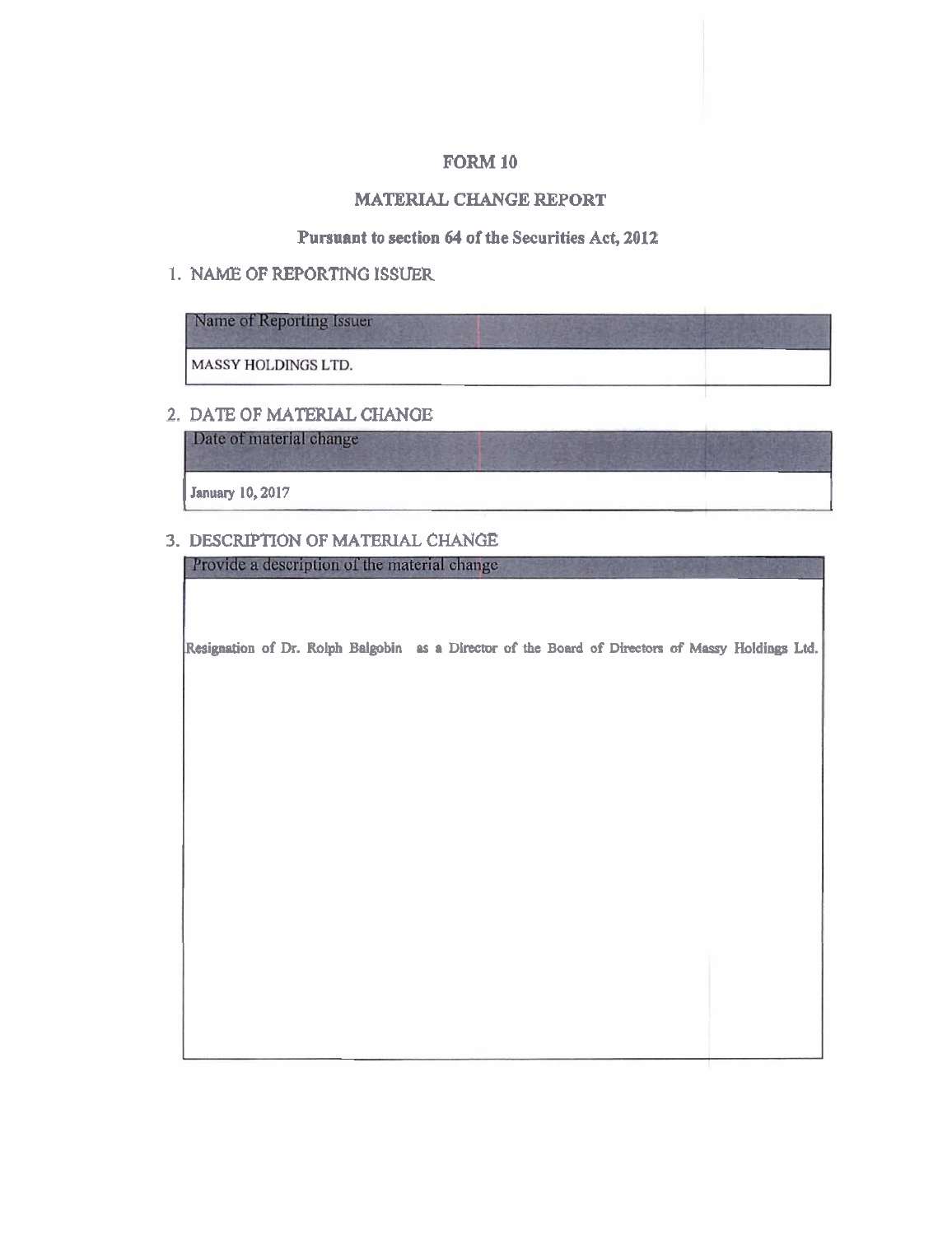# FORM 10

## MATERIAL CHANGE REPORT

### Pursuant to section 64 of the Securities Act, 2012

1. NAME OF REPORTING ISSUER

| Name of Reporting Issuer |
|---|
| MASSY HOLDINGS LTD. |

2. DATE OF MATERIAL CHANGE

| Date of material change |
|---|
| January 10, 2017 |

3. DESCRIPTION OF MATERIAL CHANGE

| Provide a description of the material change |
|---|
| Resignation of Dr. Rolph Balgobin as a Director of the Board of Directors of Massy Holdings Ltd. |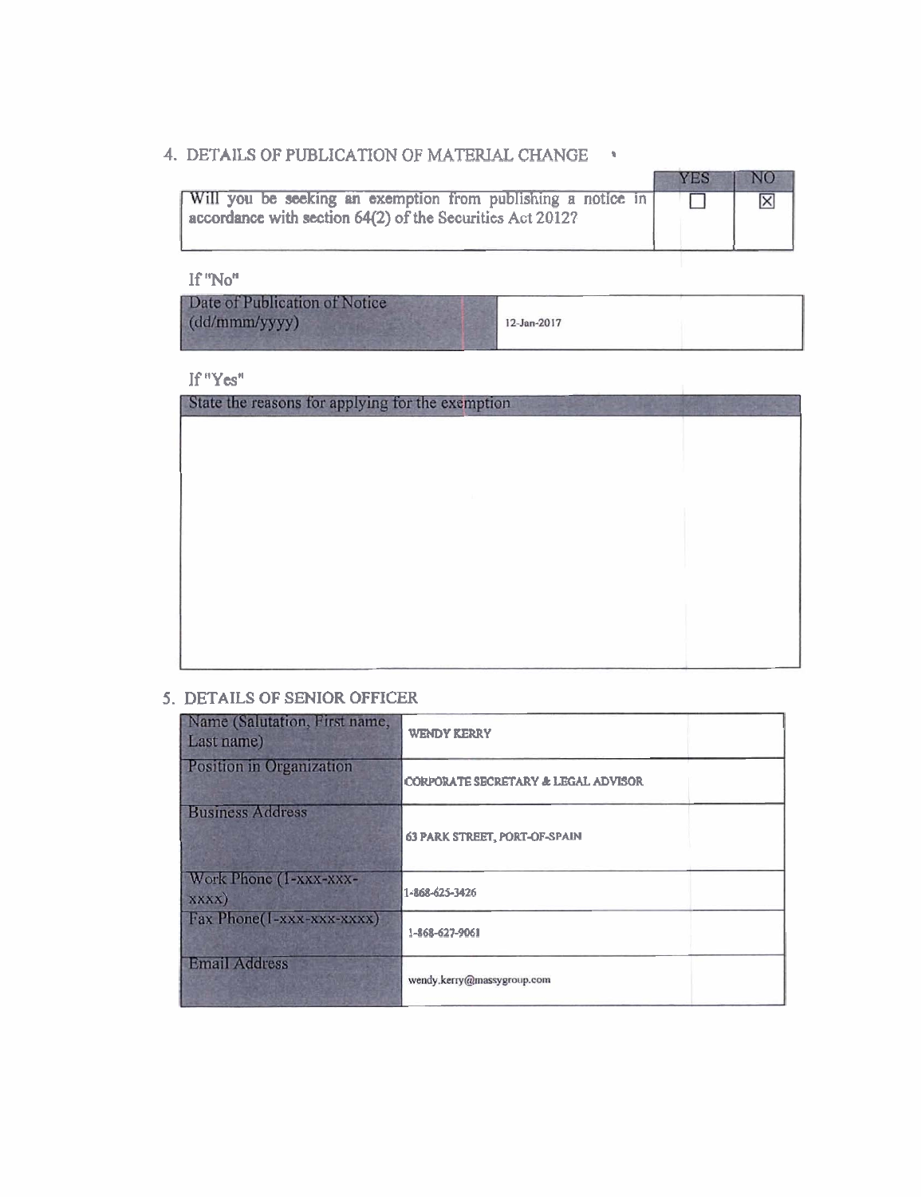## 4. DETAILS OF PUBLICATION OF MATERIAL CHANGE

| | YES | NO |
|---|---|---|
| Will you be seeking an exemption from publishing a notice in accordance with section 64(2) of the Securities Act 2012? | ☐ | ☒ |

If "No"

| Date of Publication of Notice (dd/mmm/yyyy) | 12-Jan-2017 |
|---|---|

If "Yes"

| State the reasons for applying for the exemption |
|---|
| |

## 5. DETAILS OF SENIOR OFFICER

| Name (Salutation, First name, Last name) | WENDY KERRY |
|---|---|
| Position in Organization | CORPORATE SECRETARY & LEGAL ADVISOR |
| Business Address | 63 PARK STREET, PORT-OF-SPAIN |
| Work Phone (1-xxx-xxx-xxxx) | 1-868-625-3426 |
| Fax Phone(1-xxx-xxx-xxxx) | 1-868-627-9061 |
| Email Address | wendy.kerry@massygroup.com |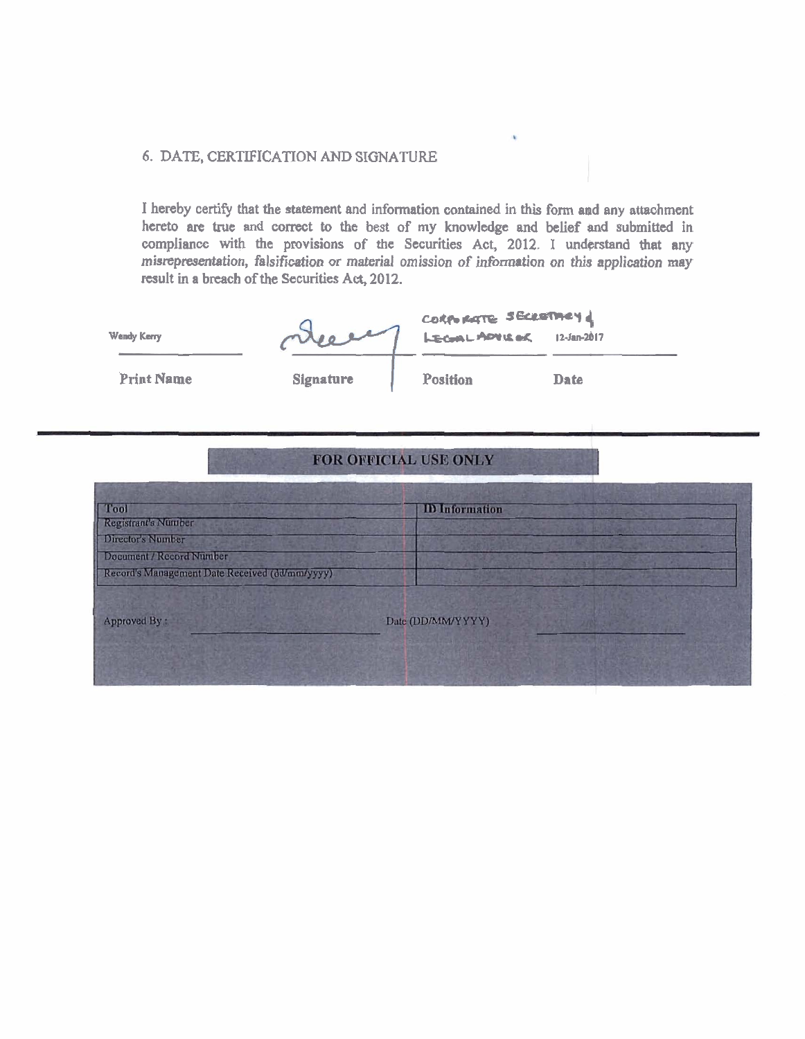## 6. DATE, CERTIFICATION AND SIGNATURE

I hereby certify that the statement and information contained in this form and any attachment hereto are true and correct to the best of my knowledge and belief and submitted in compliance with the provisions of the Securities Act, 2012. I understand that any misrepresentation, falsification or material omission of information on this application may result in a breach of the Securities Act, 2012.

| Print Name | Signature | Position | Date |
|---|---|---|---|
| Wendy Kerry | [signature] | CORPORATE SECRETARY & LEGAL ADVISOR | 12-Jan-2017 |

**FOR OFFICIAL USE ONLY**

| Tool | ID Information |
|---|---|
| Registrant's Number | |
| Director's Number | |
| Document / Record Number | |
| Record's Management Date Received (dd/mm/yyyy) | |

Approved By : \_\_\_\_\_\_\_\_\_\_\_\_\_\_\_\_ Date (DD/MM/YYYY) \_\_\_\_\_\_\_\_\_\_\_\_\_\_\_\_